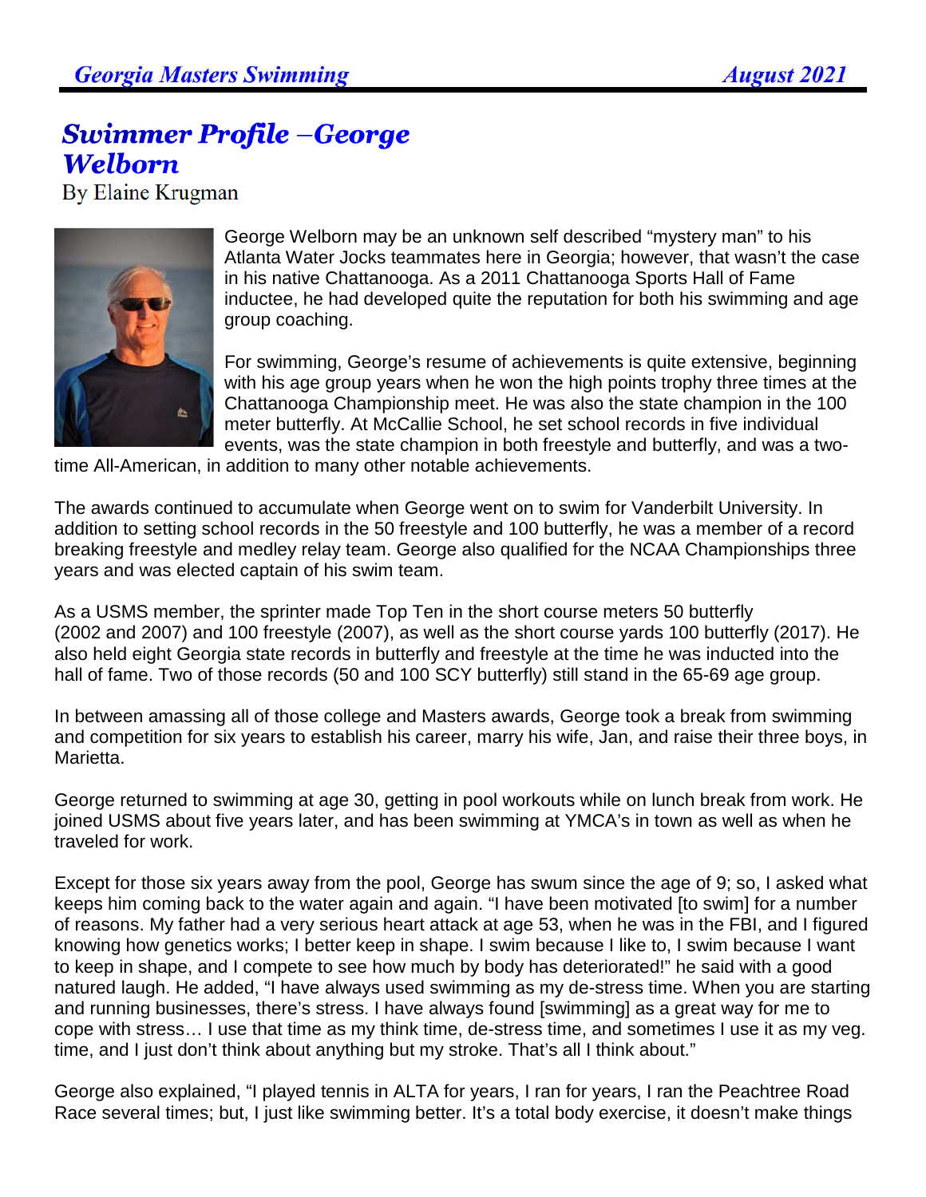# Swimmer Profile –George Welborn

By Elaine Krugman

George Welborn may be an unknown self described “mystery man” to his Atlanta Water Jocks teammates here in Georgia; however, that wasn’t the case in his native Chattanooga. As a 2011 Chattanooga Sports Hall of Fame inductee, he had developed quite the reputation for both his swimming and age group coaching.

For swimming, George’s resume of achievements is quite extensive, beginning with his age group years when he won the high points trophy three times at the Chattanooga Championship meet. He was also the state champion in the 100 meter butterfly. At McCallie School, he set school records in five individual events, was the state champion in both freestyle and butterfly, and was a two-time All-American, in addition to many other notable achievements.

The awards continued to accumulate when George went on to swim for Vanderbilt University. In addition to setting school records in the 50 freestyle and 100 butterfly, he was a member of a record breaking freestyle and medley relay team. George also qualified for the NCAA Championships three years and was elected captain of his swim team.

As a USMS member, the sprinter made Top Ten in the short course meters 50 butterfly (2002 and 2007) and 100 freestyle (2007), as well as the short course yards 100 butterfly (2017). He also held eight Georgia state records in butterfly and freestyle at the time he was inducted into the hall of fame. Two of those records (50 and 100 SCY butterfly) still stand in the 65-69 age group.

In between amassing all of those college and Masters awards, George took a break from swimming and competition for six years to establish his career, marry his wife, Jan, and raise their three boys, in Marietta.

George returned to swimming at age 30, getting in pool workouts while on lunch break from work. He joined USMS about five years later, and has been swimming at YMCA’s in town as well as when he traveled for work.

Except for those six years away from the pool, George has swum since the age of 9; so, I asked what keeps him coming back to the water again and again. “I have been motivated [to swim] for a number of reasons. My father had a very serious heart attack at age 53, when he was in the FBI, and I figured knowing how genetics works; I better keep in shape. I swim because I like to, I swim because I want to keep in shape, and I compete to see how much by body has deteriorated!” he said with a good natured laugh. He added, “I have always used swimming as my de-stress time. When you are starting and running businesses, there’s stress. I have always found [swimming] as a great way for me to cope with stress… I use that time as my think time, de-stress time, and sometimes I use it as my veg. time, and I just don’t think about anything but my stroke. That’s all I think about.”

George also explained, “I played tennis in ALTA for years, I ran for years, I ran the Peachtree Road Race several times; but, I just like swimming better. It’s a total body exercise, it doesn’t make things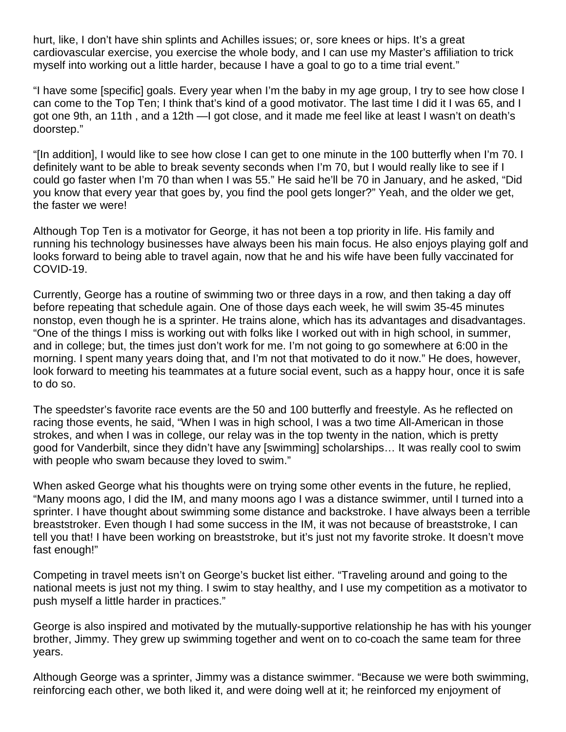hurt, like, I don't have shin splints and Achilles issues; or, sore knees or hips. It's a great cardiovascular exercise, you exercise the whole body, and I can use my Master's affiliation to trick myself into working out a little harder, because I have a goal to go to a time trial event."

"I have some [specific] goals. Every year when I'm the baby in my age group, I try to see how close I can come to the Top Ten; I think that's kind of a good motivator. The last time I did it I was 65, and I got one 9th, an 11th , and a 12th —I got close, and it made me feel like at least I wasn't on death's doorstep."

"[In addition], I would like to see how close I can get to one minute in the 100 butterfly when I'm 70. I definitely want to be able to break seventy seconds when I'm 70, but I would really like to see if I could go faster when I'm 70 than when I was 55." He said he'll be 70 in January, and he asked, "Did you know that every year that goes by, you find the pool gets longer?" Yeah, and the older we get, the faster we were!

Although Top Ten is a motivator for George, it has not been a top priority in life. His family and running his technology businesses have always been his main focus. He also enjoys playing golf and looks forward to being able to travel again, now that he and his wife have been fully vaccinated for COVID-19.

Currently, George has a routine of swimming two or three days in a row, and then taking a day off before repeating that schedule again. One of those days each week, he will swim 35-45 minutes nonstop, even though he is a sprinter. He trains alone, which has its advantages and disadvantages. "One of the things I miss is working out with folks like I worked out with in high school, in summer, and in college; but, the times just don't work for me. I'm not going to go somewhere at 6:00 in the morning. I spent many years doing that, and I'm not that motivated to do it now." He does, however, look forward to meeting his teammates at a future social event, such as a happy hour, once it is safe to do so.

The speedster's favorite race events are the 50 and 100 butterfly and freestyle. As he reflected on racing those events, he said, "When I was in high school, I was a two time All-American in those strokes, and when I was in college, our relay was in the top twenty in the nation, which is pretty good for Vanderbilt, since they didn't have any [swimming] scholarships… It was really cool to swim with people who swam because they loved to swim."

When asked George what his thoughts were on trying some other events in the future, he replied, "Many moons ago, I did the IM, and many moons ago I was a distance swimmer, until I turned into a sprinter. I have thought about swimming some distance and backstroke. I have always been a terrible breaststroker. Even though I had some success in the IM, it was not because of breaststroke, I can tell you that! I have been working on breaststroke, but it's just not my favorite stroke. It doesn't move fast enough!"

Competing in travel meets isn't on George's bucket list either. "Traveling around and going to the national meets is just not my thing. I swim to stay healthy, and I use my competition as a motivator to push myself a little harder in practices."

George is also inspired and motivated by the mutually-supportive relationship he has with his younger brother, Jimmy. They grew up swimming together and went on to co-coach the same team for three years.

Although George was a sprinter, Jimmy was a distance swimmer. "Because we were both swimming, reinforcing each other, we both liked it, and were doing well at it; he reinforced my enjoyment of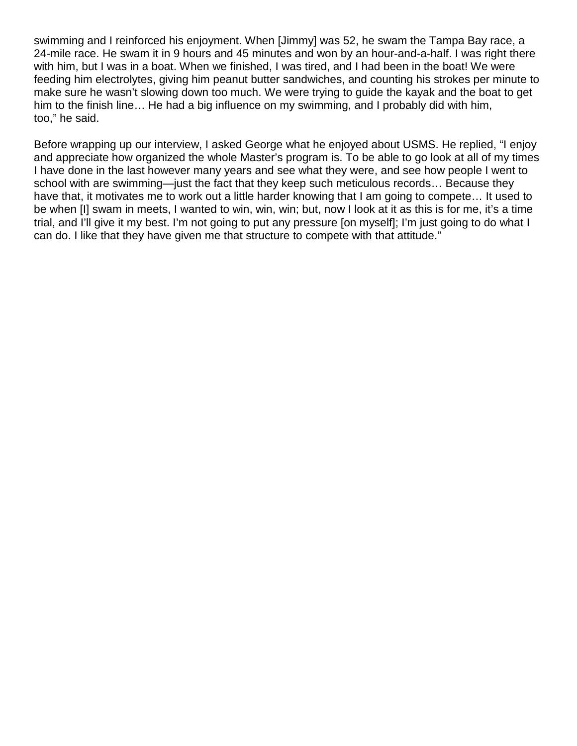swimming and I reinforced his enjoyment. When [Jimmy] was 52, he swam the Tampa Bay race, a 24-mile race. He swam it in 9 hours and 45 minutes and won by an hour-and-a-half. I was right there with him, but I was in a boat. When we finished, I was tired, and I had been in the boat! We were feeding him electrolytes, giving him peanut butter sandwiches, and counting his strokes per minute to make sure he wasn't slowing down too much. We were trying to guide the kayak and the boat to get him to the finish line… He had a big influence on my swimming, and I probably did with him, too," he said.

Before wrapping up our interview, I asked George what he enjoyed about USMS. He replied, "I enjoy and appreciate how organized the whole Master's program is. To be able to go look at all of my times I have done in the last however many years and see what they were, and see how people I went to school with are swimming—just the fact that they keep such meticulous records… Because they have that, it motivates me to work out a little harder knowing that I am going to compete… It used to be when [I] swam in meets, I wanted to win, win, win; but, now I look at it as this is for me, it's a time trial, and I'll give it my best. I'm not going to put any pressure [on myself]; I'm just going to do what I can do. I like that they have given me that structure to compete with that attitude."